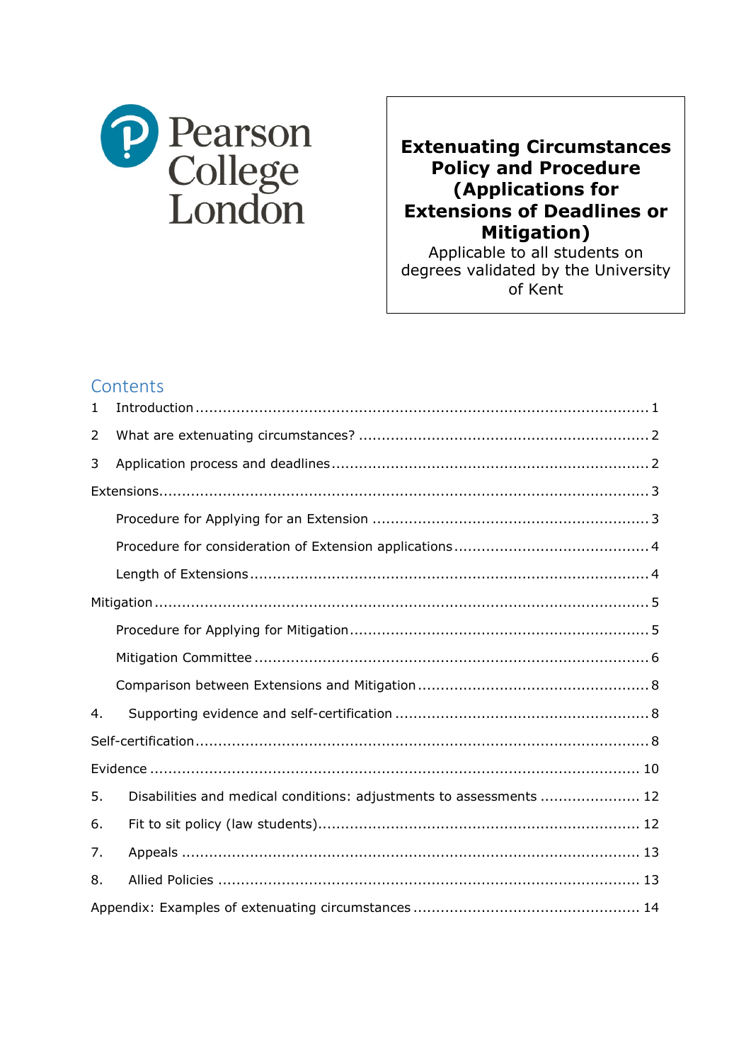Pearson College London

**Extenuating Circumstances Policy and Procedure (Applications for Extensions of Deadlines or Mitigation)**

Applicable to all students on degrees validated by the University of Kent

## Contents

1 Introduction ........ 1

2 What are extenuating circumstances? ........ 2

3 Application process and deadlines ........ 2

Extensions ........ 3

- Procedure for Applying for an Extension ........ 3
- Procedure for consideration of Extension applications ........ 4
- Length of Extensions ........ 4

Mitigation ........ 5

- Procedure for Applying for Mitigation ........ 5
- Mitigation Committee ........ 6
- Comparison between Extensions and Mitigation ........ 8

4. Supporting evidence and self-certification ........ 8

Self-certification ........ 8

Evidence ........ 10

5. Disabilities and medical conditions: adjustments to assessments ........ 12

6. Fit to sit policy (law students) ........ 12

7. Appeals ........ 13

8. Allied Policies ........ 13

Appendix: Examples of extenuating circumstances ........ 14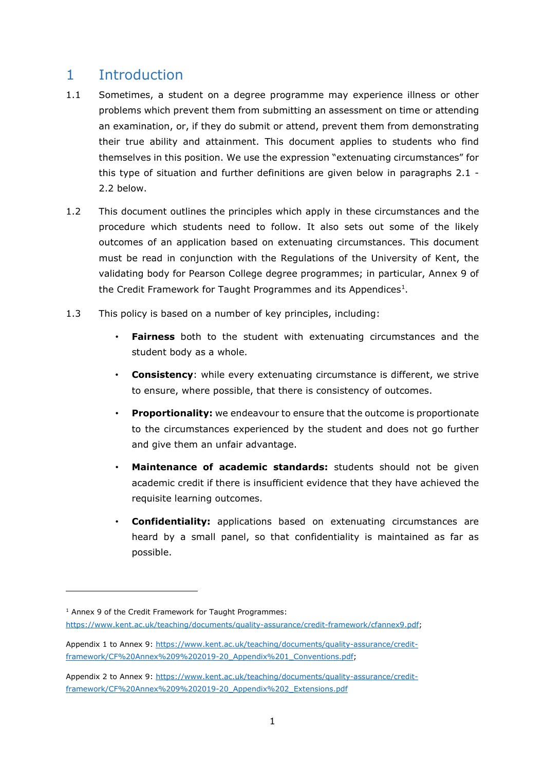# 1 Introduction

1.1 Sometimes, a student on a degree programme may experience illness or other problems which prevent them from submitting an assessment on time or attending an examination, or, if they do submit or attend, prevent them from demonstrating their true ability and attainment. This document applies to students who find themselves in this position. We use the expression "extenuating circumstances" for this type of situation and further definitions are given below in paragraphs 2.1 - 2.2 below.

1.2 This document outlines the principles which apply in these circumstances and the procedure which students need to follow. It also sets out some of the likely outcomes of an application based on extenuating circumstances. This document must be read in conjunction with the Regulations of the University of Kent, the validating body for Pearson College degree programmes; in particular, Annex 9 of the Credit Framework for Taught Programmes and its Appendices[1].

1.3 This policy is based on a number of key principles, including:

- **Fairness** both to the student with extenuating circumstances and the student body as a whole.
- **Consistency**: while every extenuating circumstance is different, we strive to ensure, where possible, that there is consistency of outcomes.
- **Proportionality:** we endeavour to ensure that the outcome is proportionate to the circumstances experienced by the student and does not go further and give them an unfair advantage.
- **Maintenance of academic standards:** students should not be given academic credit if there is insufficient evidence that they have achieved the requisite learning outcomes.
- **Confidentiality:** applications based on extenuating circumstances are heard by a small panel, so that confidentiality is maintained as far as possible.

---

[1] Annex 9 of the Credit Framework for Taught Programmes: https://www.kent.ac.uk/teaching/documents/quality-assurance/credit-framework/cfannex9.pdf;

Appendix 1 to Annex 9: https://www.kent.ac.uk/teaching/documents/quality-assurance/credit-framework/CF%20Annex%209%202019-20_Appendix%201_Conventions.pdf;

Appendix 2 to Annex 9: https://www.kent.ac.uk/teaching/documents/quality-assurance/credit-framework/CF%20Annex%209%202019-20_Appendix%202_Extensions.pdf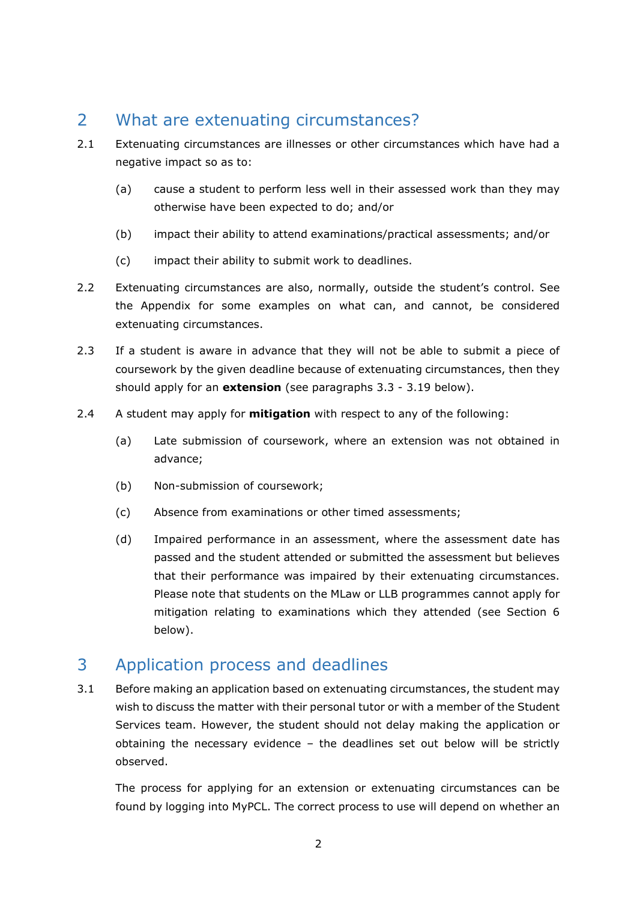## 2 What are extenuating circumstances?

2.1 Extenuating circumstances are illnesses or other circumstances which have had a negative impact so as to:

(a) cause a student to perform less well in their assessed work than they may otherwise have been expected to do; and/or

(b) impact their ability to attend examinations/practical assessments; and/or

(c) impact their ability to submit work to deadlines.

2.2 Extenuating circumstances are also, normally, outside the student's control. See the Appendix for some examples on what can, and cannot, be considered extenuating circumstances.

2.3 If a student is aware in advance that they will not be able to submit a piece of coursework by the given deadline because of extenuating circumstances, then they should apply for an **extension** (see paragraphs 3.3 - 3.19 below).

2.4 A student may apply for **mitigation** with respect to any of the following:

(a) Late submission of coursework, where an extension was not obtained in advance;

(b) Non-submission of coursework;

(c) Absence from examinations or other timed assessments;

(d) Impaired performance in an assessment, where the assessment date has passed and the student attended or submitted the assessment but believes that their performance was impaired by their extenuating circumstances. Please note that students on the MLaw or LLB programmes cannot apply for mitigation relating to examinations which they attended (see Section 6 below).

## 3 Application process and deadlines

3.1 Before making an application based on extenuating circumstances, the student may wish to discuss the matter with their personal tutor or with a member of the Student Services team. However, the student should not delay making the application or obtaining the necessary evidence – the deadlines set out below will be strictly observed.

The process for applying for an extension or extenuating circumstances can be found by logging into MyPCL. The correct process to use will depend on whether an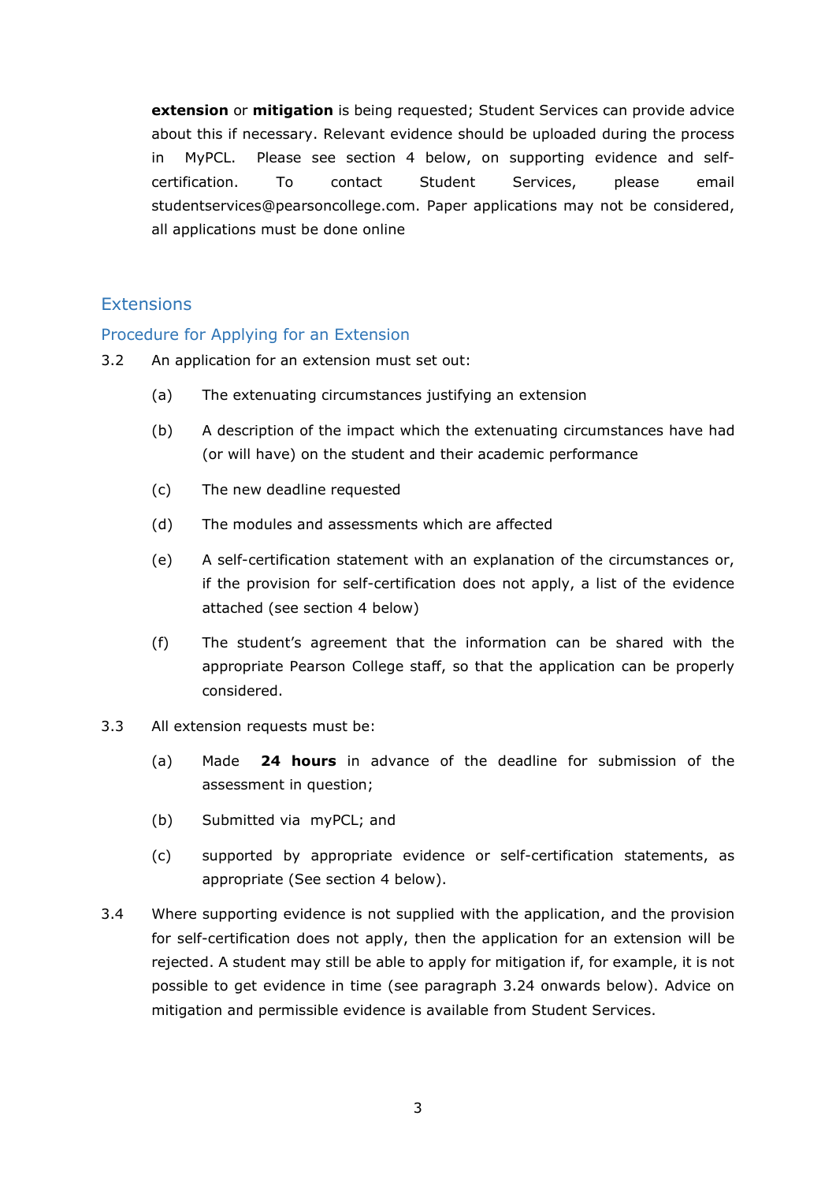**extension** or **mitigation** is being requested; Student Services can provide advice about this if necessary. Relevant evidence should be uploaded during the process in MyPCL. Please see section 4 below, on supporting evidence and self-certification. To contact Student Services, please email studentservices@pearsoncollege.com. Paper applications may not be considered, all applications must be done online

## Extensions

### Procedure for Applying for an Extension

3.2 An application for an extension must set out:

(a) The extenuating circumstances justifying an extension

(b) A description of the impact which the extenuating circumstances have had (or will have) on the student and their academic performance

(c) The new deadline requested

(d) The modules and assessments which are affected

(e) A self-certification statement with an explanation of the circumstances or, if the provision for self-certification does not apply, a list of the evidence attached (see section 4 below)

(f) The student's agreement that the information can be shared with the appropriate Pearson College staff, so that the application can be properly considered.

3.3 All extension requests must be:

(a) Made **24 hours** in advance of the deadline for submission of the assessment in question;

(b) Submitted via myPCL; and

(c) supported by appropriate evidence or self-certification statements, as appropriate (See section 4 below).

3.4 Where supporting evidence is not supplied with the application, and the provision for self-certification does not apply, then the application for an extension will be rejected. A student may still be able to apply for mitigation if, for example, it is not possible to get evidence in time (see paragraph 3.24 onwards below). Advice on mitigation and permissible evidence is available from Student Services.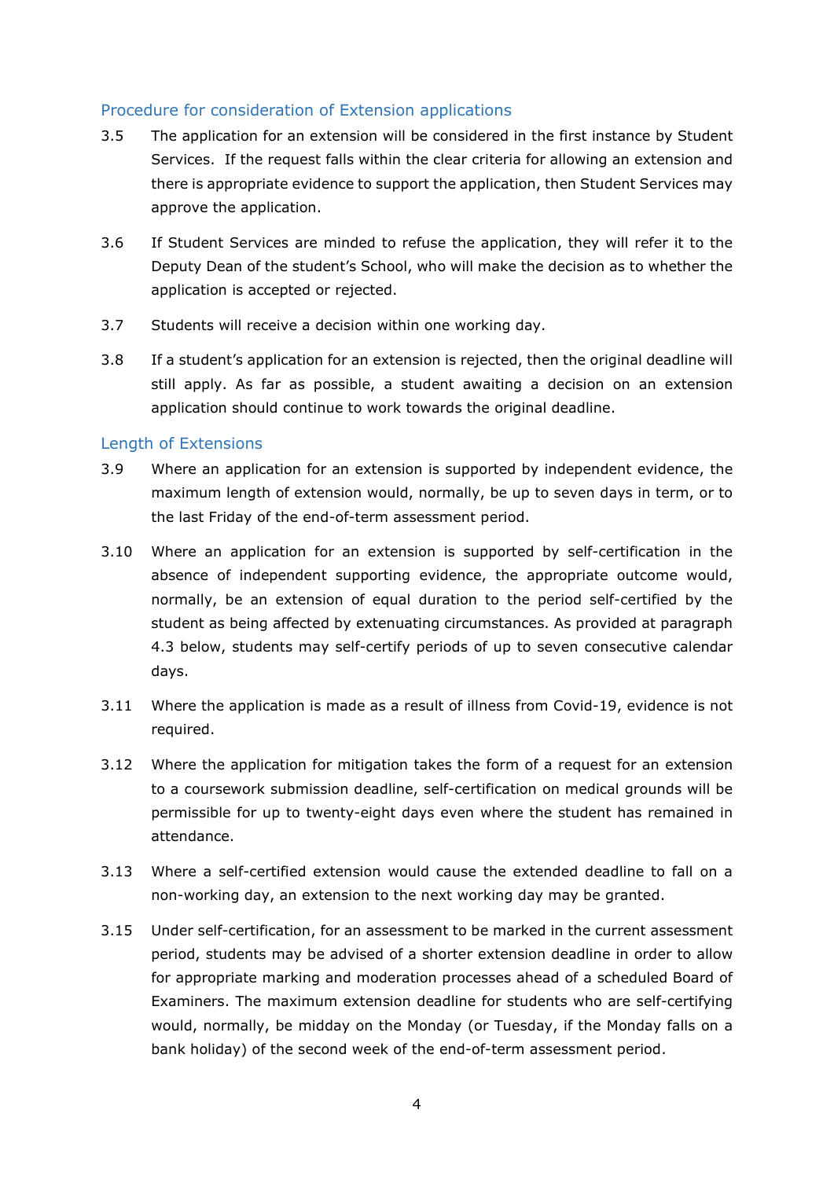## Procedure for consideration of Extension applications

3.5 The application for an extension will be considered in the first instance by Student Services. If the request falls within the clear criteria for allowing an extension and there is appropriate evidence to support the application, then Student Services may approve the application.

3.6 If Student Services are minded to refuse the application, they will refer it to the Deputy Dean of the student's School, who will make the decision as to whether the application is accepted or rejected.

3.7 Students will receive a decision within one working day.

3.8 If a student's application for an extension is rejected, then the original deadline will still apply. As far as possible, a student awaiting a decision on an extension application should continue to work towards the original deadline.

## Length of Extensions

3.9 Where an application for an extension is supported by independent evidence, the maximum length of extension would, normally, be up to seven days in term, or to the last Friday of the end-of-term assessment period.

3.10 Where an application for an extension is supported by self-certification in the absence of independent supporting evidence, the appropriate outcome would, normally, be an extension of equal duration to the period self-certified by the student as being affected by extenuating circumstances. As provided at paragraph 4.3 below, students may self-certify periods of up to seven consecutive calendar days.

3.11 Where the application is made as a result of illness from Covid-19, evidence is not required.

3.12 Where the application for mitigation takes the form of a request for an extension to a coursework submission deadline, self-certification on medical grounds will be permissible for up to twenty-eight days even where the student has remained in attendance.

3.13 Where a self-certified extension would cause the extended deadline to fall on a non-working day, an extension to the next working day may be granted.

3.15 Under self-certification, for an assessment to be marked in the current assessment period, students may be advised of a shorter extension deadline in order to allow for appropriate marking and moderation processes ahead of a scheduled Board of Examiners. The maximum extension deadline for students who are self-certifying would, normally, be midday on the Monday (or Tuesday, if the Monday falls on a bank holiday) of the second week of the end-of-term assessment period.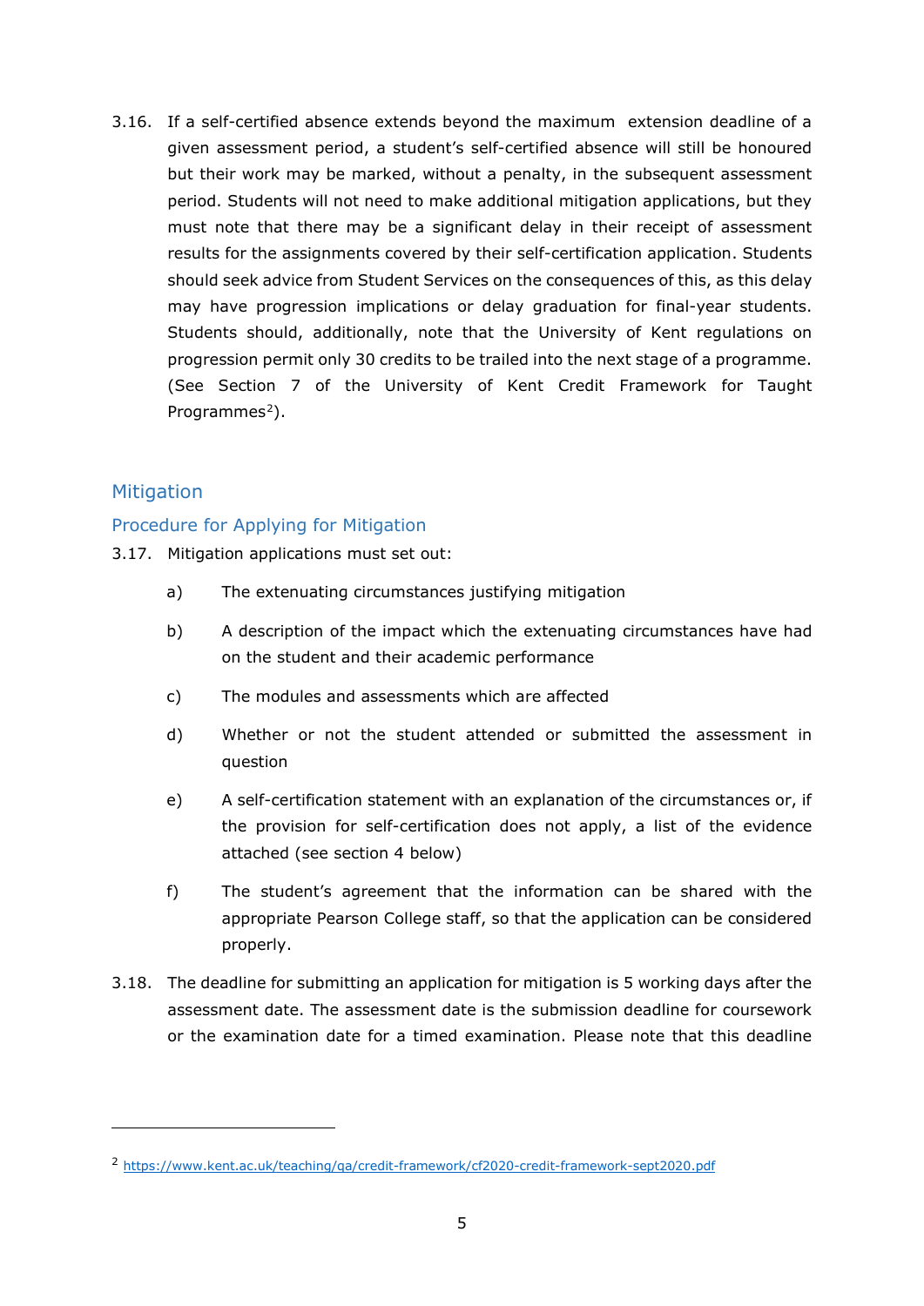3.16. If a self-certified absence extends beyond the maximum extension deadline of a given assessment period, a student's self-certified absence will still be honoured but their work may be marked, without a penalty, in the subsequent assessment period. Students will not need to make additional mitigation applications, but they must note that there may be a significant delay in their receipt of assessment results for the assignments covered by their self-certification application. Students should seek advice from Student Services on the consequences of this, as this delay may have progression implications or delay graduation for final-year students. Students should, additionally, note that the University of Kent regulations on progression permit only 30 credits to be trailed into the next stage of a programme. (See Section 7 of the University of Kent Credit Framework for Taught Programmes[2]).

## Mitigation

### Procedure for Applying for Mitigation

3.17. Mitigation applications must set out:

a) The extenuating circumstances justifying mitigation

b) A description of the impact which the extenuating circumstances have had on the student and their academic performance

c) The modules and assessments which are affected

d) Whether or not the student attended or submitted the assessment in question

e) A self-certification statement with an explanation of the circumstances or, if the provision for self-certification does not apply, a list of the evidence attached (see section 4 below)

f) The student's agreement that the information can be shared with the appropriate Pearson College staff, so that the application can be considered properly.

3.18. The deadline for submitting an application for mitigation is 5 working days after the assessment date. The assessment date is the submission deadline for coursework or the examination date for a timed examination. Please note that this deadline

[2] https://www.kent.ac.uk/teaching/qa/credit-framework/cf2020-credit-framework-sept2020.pdf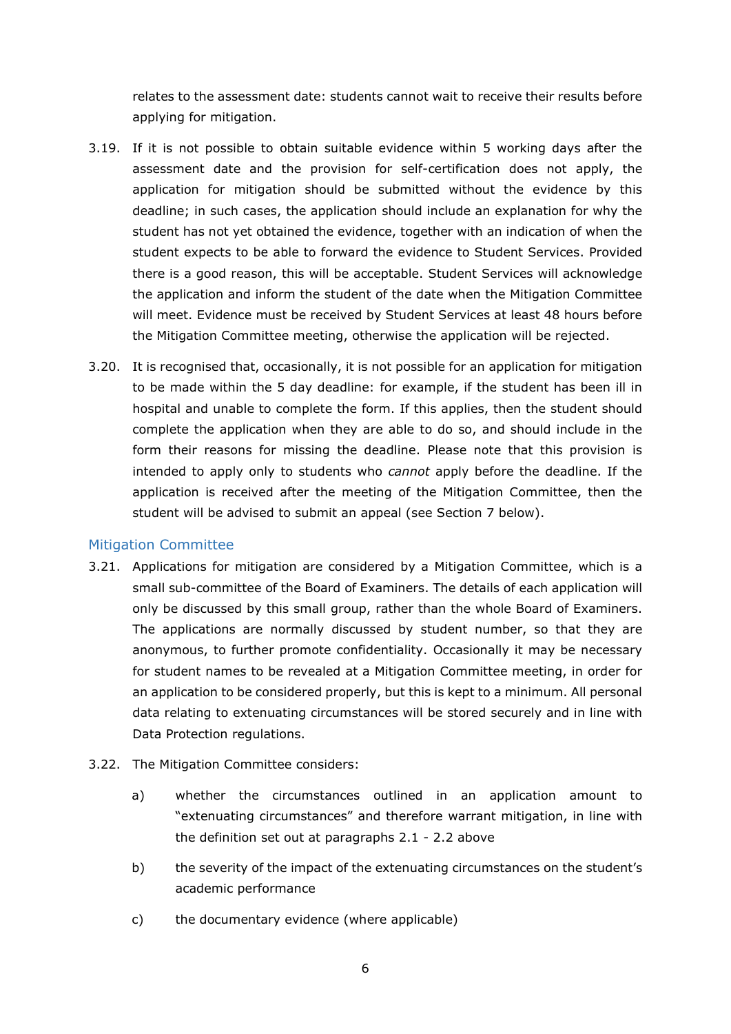relates to the assessment date: students cannot wait to receive their results before applying for mitigation.

3.19. If it is not possible to obtain suitable evidence within 5 working days after the assessment date and the provision for self-certification does not apply, the application for mitigation should be submitted without the evidence by this deadline; in such cases, the application should include an explanation for why the student has not yet obtained the evidence, together with an indication of when the student expects to be able to forward the evidence to Student Services. Provided there is a good reason, this will be acceptable. Student Services will acknowledge the application and inform the student of the date when the Mitigation Committee will meet. Evidence must be received by Student Services at least 48 hours before the Mitigation Committee meeting, otherwise the application will be rejected.

3.20. It is recognised that, occasionally, it is not possible for an application for mitigation to be made within the 5 day deadline: for example, if the student has been ill in hospital and unable to complete the form. If this applies, then the student should complete the application when they are able to do so, and should include in the form their reasons for missing the deadline. Please note that this provision is intended to apply only to students who *cannot* apply before the deadline. If the application is received after the meeting of the Mitigation Committee, then the student will be advised to submit an appeal (see Section 7 below).

### Mitigation Committee

3.21. Applications for mitigation are considered by a Mitigation Committee, which is a small sub-committee of the Board of Examiners. The details of each application will only be discussed by this small group, rather than the whole Board of Examiners. The applications are normally discussed by student number, so that they are anonymous, to further promote confidentiality. Occasionally it may be necessary for student names to be revealed at a Mitigation Committee meeting, in order for an application to be considered properly, but this is kept to a minimum. All personal data relating to extenuating circumstances will be stored securely and in line with Data Protection regulations.

3.22. The Mitigation Committee considers:

a) whether the circumstances outlined in an application amount to "extenuating circumstances" and therefore warrant mitigation, in line with the definition set out at paragraphs 2.1 - 2.2 above

b) the severity of the impact of the extenuating circumstances on the student's academic performance

c) the documentary evidence (where applicable)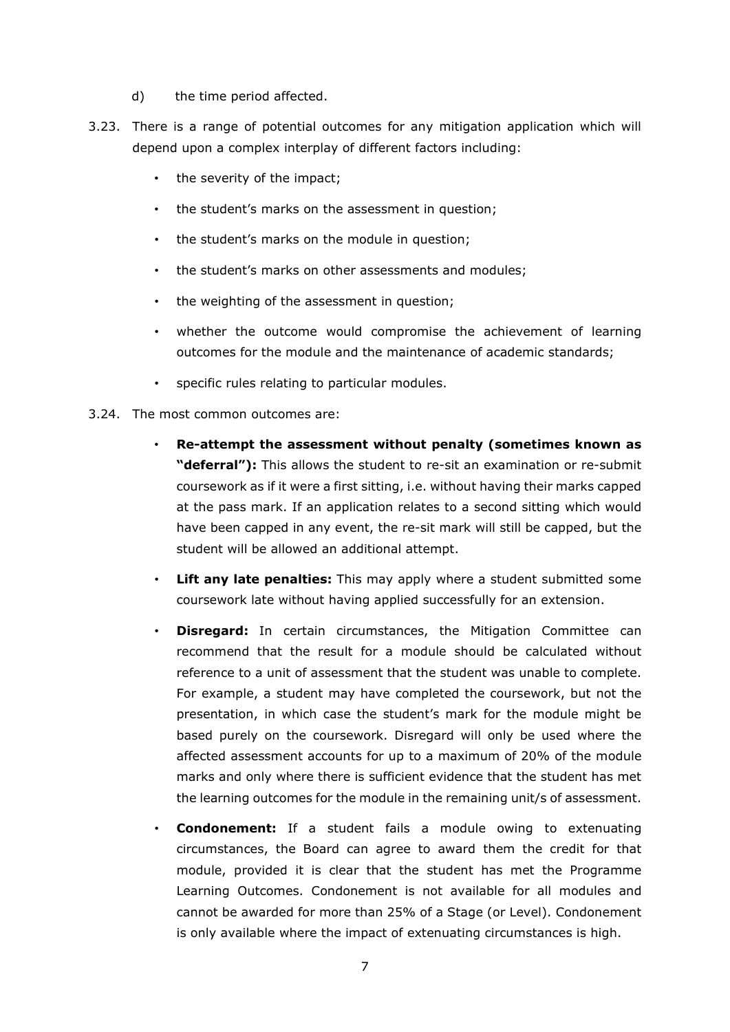d) the time period affected.

3.23. There is a range of potential outcomes for any mitigation application which will depend upon a complex interplay of different factors including:

- the severity of the impact;
- the student's marks on the assessment in question;
- the student's marks on the module in question;
- the student's marks on other assessments and modules;
- the weighting of the assessment in question;
- whether the outcome would compromise the achievement of learning outcomes for the module and the maintenance of academic standards;
- specific rules relating to particular modules.

3.24. The most common outcomes are:

- **Re-attempt the assessment without penalty (sometimes known as "deferral"):** This allows the student to re-sit an examination or re-submit coursework as if it were a first sitting, i.e. without having their marks capped at the pass mark. If an application relates to a second sitting which would have been capped in any event, the re-sit mark will still be capped, but the student will be allowed an additional attempt.
- **Lift any late penalties:** This may apply where a student submitted some coursework late without having applied successfully for an extension.
- **Disregard:** In certain circumstances, the Mitigation Committee can recommend that the result for a module should be calculated without reference to a unit of assessment that the student was unable to complete. For example, a student may have completed the coursework, but not the presentation, in which case the student's mark for the module might be based purely on the coursework. Disregard will only be used where the affected assessment accounts for up to a maximum of 20% of the module marks and only where there is sufficient evidence that the student has met the learning outcomes for the module in the remaining unit/s of assessment.
- **Condonement:** If a student fails a module owing to extenuating circumstances, the Board can agree to award them the credit for that module, provided it is clear that the student has met the Programme Learning Outcomes. Condonement is not available for all modules and cannot be awarded for more than 25% of a Stage (or Level). Condonement is only available where the impact of extenuating circumstances is high.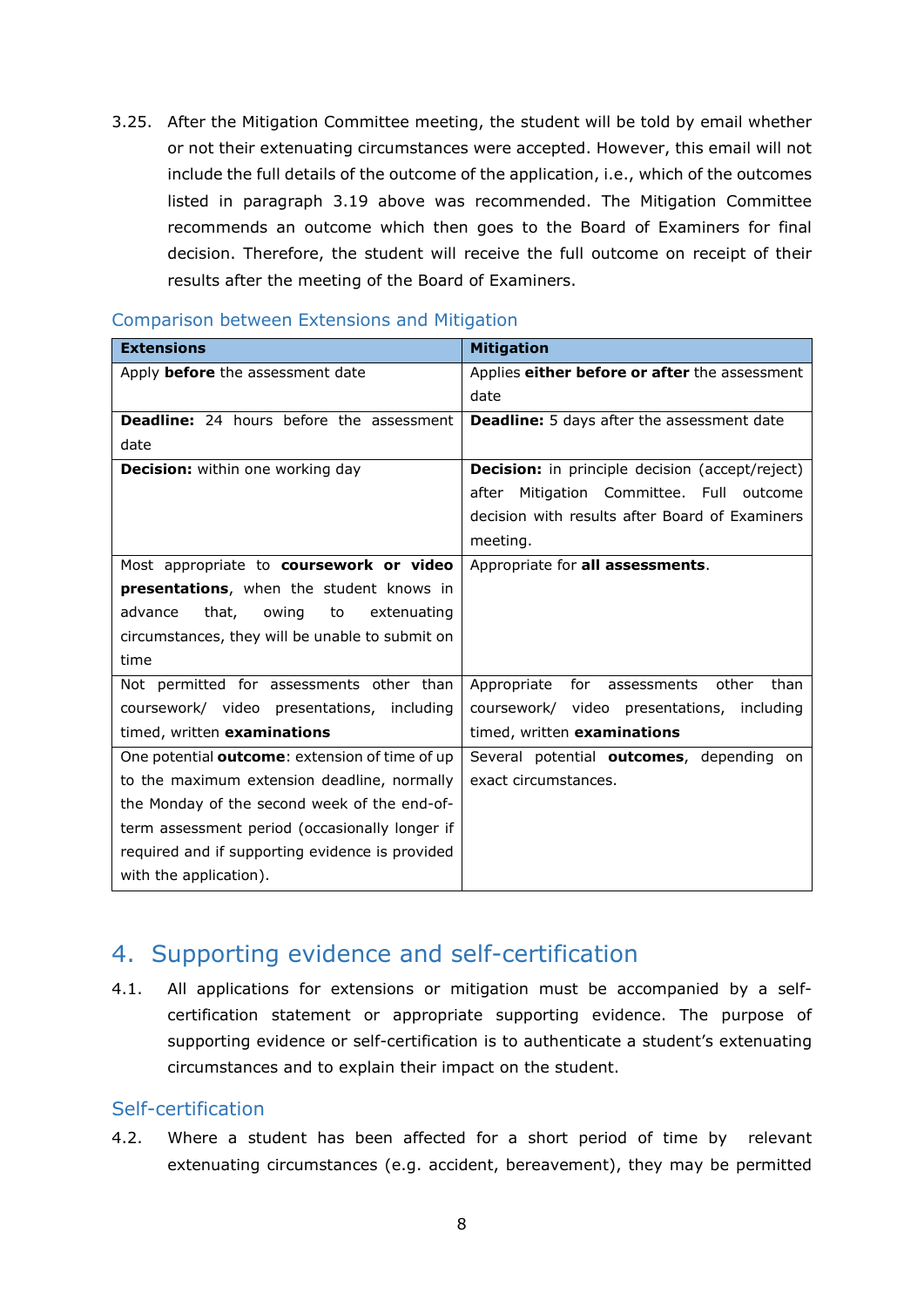3.25. After the Mitigation Committee meeting, the student will be told by email whether or not their extenuating circumstances were accepted. However, this email will not include the full details of the outcome of the application, i.e., which of the outcomes listed in paragraph 3.19 above was recommended. The Mitigation Committee recommends an outcome which then goes to the Board of Examiners for final decision. Therefore, the student will receive the full outcome on receipt of their results after the meeting of the Board of Examiners.

### Comparison between Extensions and Mitigation

| **Extensions** | **Mitigation** |
|---|---|
| Apply **before** the assessment date | Applies **either before or after** the assessment date |
| **Deadline:** 24 hours before the assessment date | **Deadline:** 5 days after the assessment date |
| **Decision:** within one working day | **Decision:** in principle decision (accept/reject) after Mitigation Committee. Full outcome decision with results after Board of Examiners meeting. |
| Most appropriate to **coursework or video presentations**, when the student knows in advance that, owing to extenuating circumstances, they will be unable to submit on time | Appropriate for **all assessments**. |
| Not permitted for assessments other than coursework/ video presentations, including timed, written **examinations** | Appropriate for assessments other than coursework/ video presentations, including timed, written **examinations** |
| One potential **outcome**: extension of time of up to the maximum extension deadline, normally the Monday of the second week of the end-of-term assessment period (occasionally longer if required and if supporting evidence is provided with the application). | Several potential **outcomes**, depending on exact circumstances. |

## 4. Supporting evidence and self-certification

4.1. All applications for extensions or mitigation must be accompanied by a self-certification statement or appropriate supporting evidence. The purpose of supporting evidence or self-certification is to authenticate a student's extenuating circumstances and to explain their impact on the student.

### Self-certification

4.2. Where a student has been affected for a short period of time by relevant extenuating circumstances (e.g. accident, bereavement), they may be permitted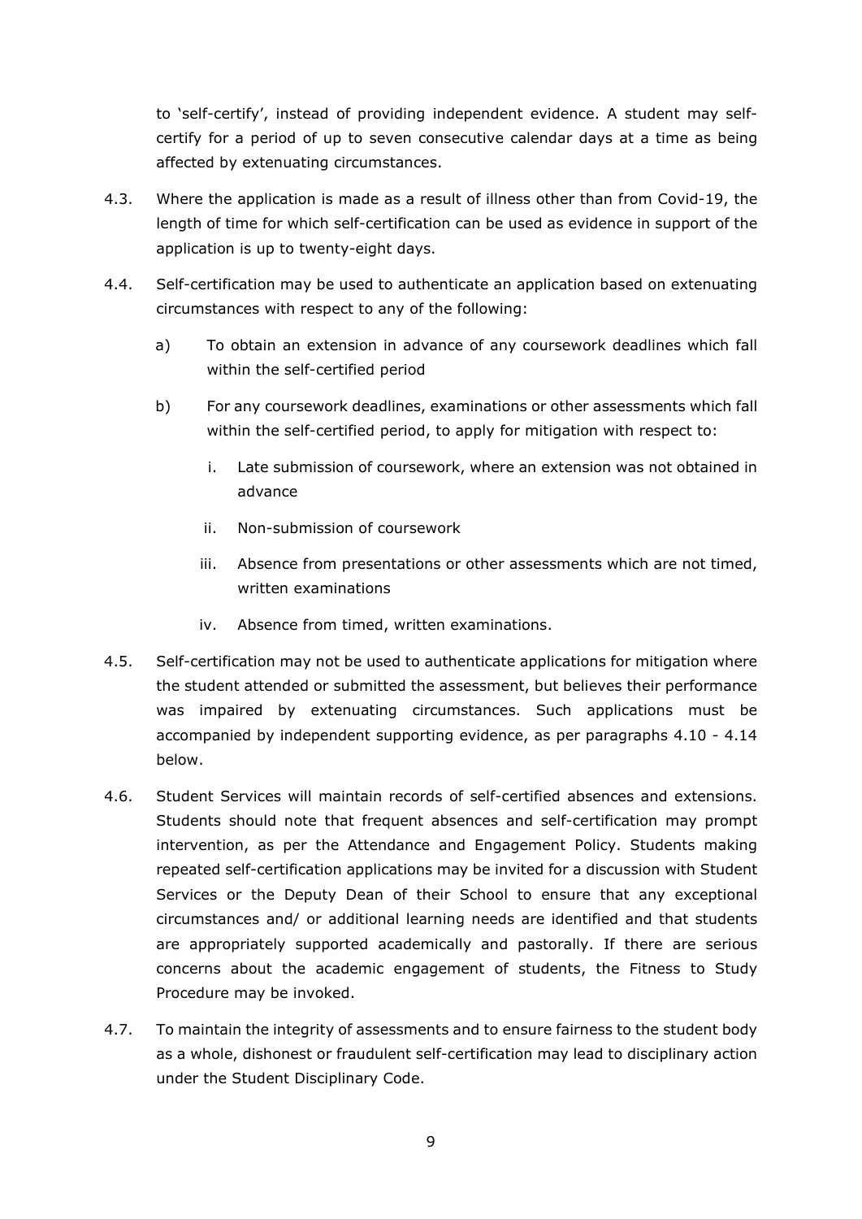to 'self-certify', instead of providing independent evidence. A student may self-certify for a period of up to seven consecutive calendar days at a time as being affected by extenuating circumstances.

4.3. Where the application is made as a result of illness other than from Covid-19, the length of time for which self-certification can be used as evidence in support of the application is up to twenty-eight days.

4.4. Self-certification may be used to authenticate an application based on extenuating circumstances with respect to any of the following:

  a) To obtain an extension in advance of any coursework deadlines which fall within the self-certified period

  b) For any coursework deadlines, examinations or other assessments which fall within the self-certified period, to apply for mitigation with respect to:

    i. Late submission of coursework, where an extension was not obtained in advance

    ii. Non-submission of coursework

    iii. Absence from presentations or other assessments which are not timed, written examinations

    iv. Absence from timed, written examinations.

4.5. Self-certification may not be used to authenticate applications for mitigation where the student attended or submitted the assessment, but believes their performance was impaired by extenuating circumstances. Such applications must be accompanied by independent supporting evidence, as per paragraphs 4.10 - 4.14 below.

4.6. Student Services will maintain records of self-certified absences and extensions. Students should note that frequent absences and self-certification may prompt intervention, as per the Attendance and Engagement Policy. Students making repeated self-certification applications may be invited for a discussion with Student Services or the Deputy Dean of their School to ensure that any exceptional circumstances and/ or additional learning needs are identified and that students are appropriately supported academically and pastorally. If there are serious concerns about the academic engagement of students, the Fitness to Study Procedure may be invoked.

4.7. To maintain the integrity of assessments and to ensure fairness to the student body as a whole, dishonest or fraudulent self-certification may lead to disciplinary action under the Student Disciplinary Code.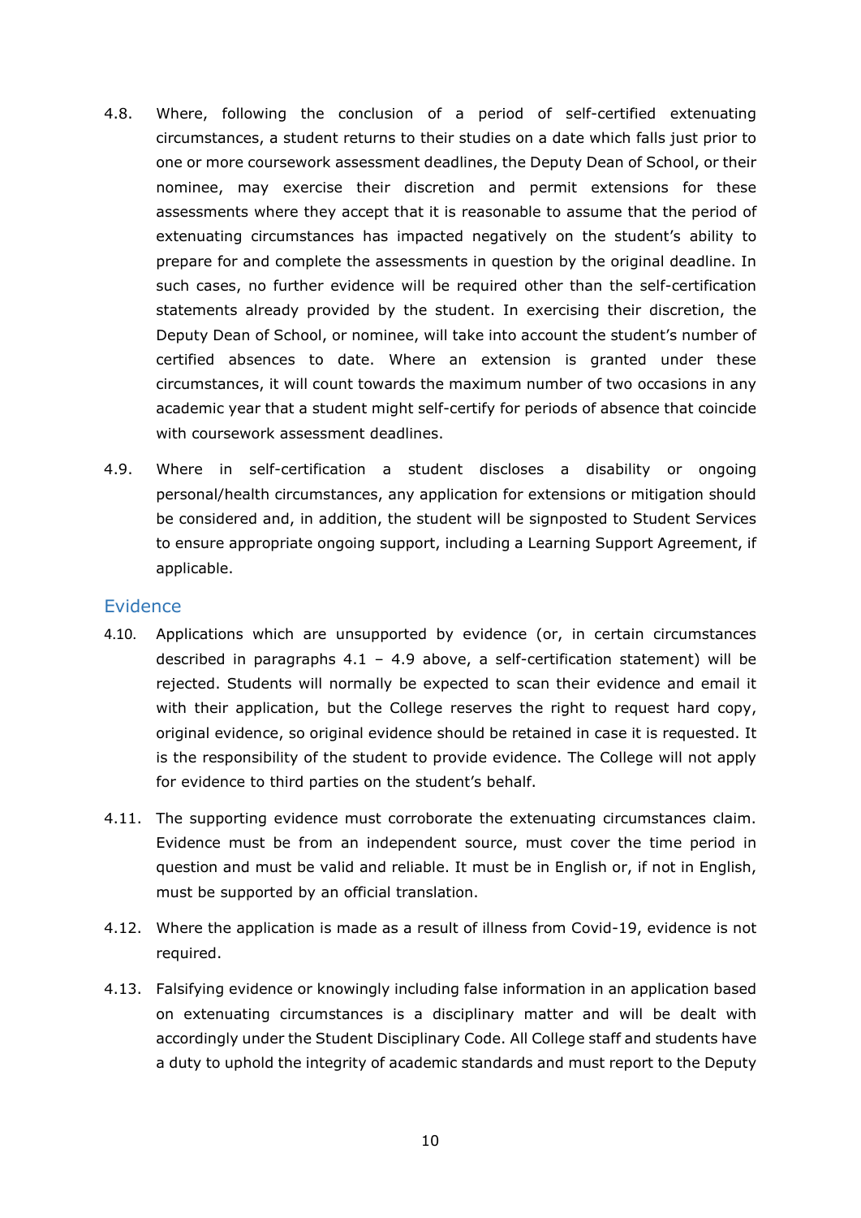4.8. Where, following the conclusion of a period of self-certified extenuating circumstances, a student returns to their studies on a date which falls just prior to one or more coursework assessment deadlines, the Deputy Dean of School, or their nominee, may exercise their discretion and permit extensions for these assessments where they accept that it is reasonable to assume that the period of extenuating circumstances has impacted negatively on the student's ability to prepare for and complete the assessments in question by the original deadline. In such cases, no further evidence will be required other than the self-certification statements already provided by the student. In exercising their discretion, the Deputy Dean of School, or nominee, will take into account the student's number of certified absences to date. Where an extension is granted under these circumstances, it will count towards the maximum number of two occasions in any academic year that a student might self-certify for periods of absence that coincide with coursework assessment deadlines.

4.9. Where in self-certification a student discloses a disability or ongoing personal/health circumstances, any application for extensions or mitigation should be considered and, in addition, the student will be signposted to Student Services to ensure appropriate ongoing support, including a Learning Support Agreement, if applicable.

## Evidence

4.10. Applications which are unsupported by evidence (or, in certain circumstances described in paragraphs 4.1 – 4.9 above, a self-certification statement) will be rejected. Students will normally be expected to scan their evidence and email it with their application, but the College reserves the right to request hard copy, original evidence, so original evidence should be retained in case it is requested. It is the responsibility of the student to provide evidence. The College will not apply for evidence to third parties on the student's behalf.

4.11. The supporting evidence must corroborate the extenuating circumstances claim. Evidence must be from an independent source, must cover the time period in question and must be valid and reliable. It must be in English or, if not in English, must be supported by an official translation.

4.12. Where the application is made as a result of illness from Covid-19, evidence is not required.

4.13. Falsifying evidence or knowingly including false information in an application based on extenuating circumstances is a disciplinary matter and will be dealt with accordingly under the Student Disciplinary Code. All College staff and students have a duty to uphold the integrity of academic standards and must report to the Deputy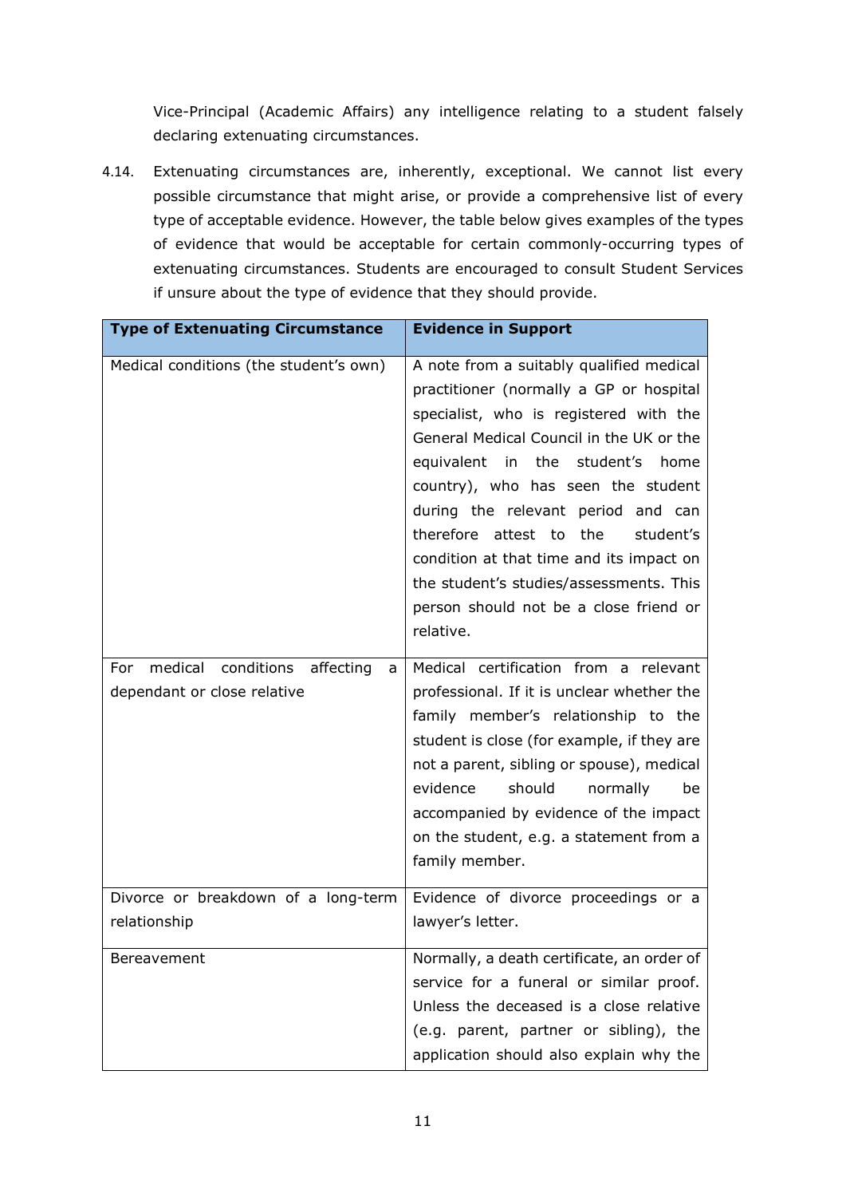Vice-Principal (Academic Affairs) any intelligence relating to a student falsely declaring extenuating circumstances.

4.14. Extenuating circumstances are, inherently, exceptional. We cannot list every possible circumstance that might arise, or provide a comprehensive list of every type of acceptable evidence. However, the table below gives examples of the types of evidence that would be acceptable for certain commonly-occurring types of extenuating circumstances. Students are encouraged to consult Student Services if unsure about the type of evidence that they should provide.

| Type of Extenuating Circumstance | Evidence in Support |
|---|---|
| Medical conditions (the student's own) | A note from a suitably qualified medical practitioner (normally a GP or hospital specialist, who is registered with the General Medical Council in the UK or the equivalent in the student's home country), who has seen the student during the relevant period and can therefore attest to the student's condition at that time and its impact on the student's studies/assessments. This person should not be a close friend or relative. |
| For medical conditions affecting a dependant or close relative | Medical certification from a relevant professional. If it is unclear whether the family member's relationship to the student is close (for example, if they are not a parent, sibling or spouse), medical evidence should normally be accompanied by evidence of the impact on the student, e.g. a statement from a family member. |
| Divorce or breakdown of a long-term relationship | Evidence of divorce proceedings or a lawyer's letter. |
| Bereavement | Normally, a death certificate, an order of service for a funeral or similar proof. Unless the deceased is a close relative (e.g. parent, partner or sibling), the application should also explain why the |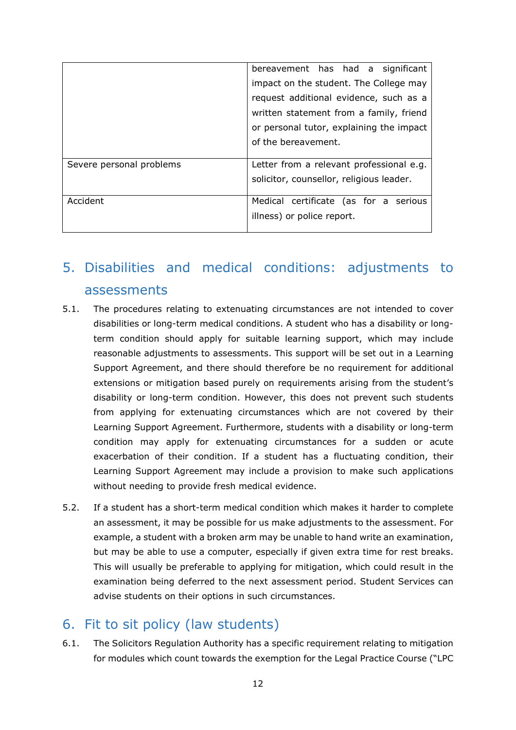| | |
|---|---|
| | bereavement has had a significant impact on the student. The College may request additional evidence, such as a written statement from a family, friend or personal tutor, explaining the impact of the bereavement. |
| Severe personal problems | Letter from a relevant professional e.g. solicitor, counsellor, religious leader. |
| Accident | Medical certificate (as for a serious illness) or police report. |

## 5. Disabilities and medical conditions: adjustments to assessments

5.1. The procedures relating to extenuating circumstances are not intended to cover disabilities or long-term medical conditions. A student who has a disability or long-term condition should apply for suitable learning support, which may include reasonable adjustments to assessments. This support will be set out in a Learning Support Agreement, and there should therefore be no requirement for additional extensions or mitigation based purely on requirements arising from the student's disability or long-term condition. However, this does not prevent such students from applying for extenuating circumstances which are not covered by their Learning Support Agreement. Furthermore, students with a disability or long-term condition may apply for extenuating circumstances for a sudden or acute exacerbation of their condition. If a student has a fluctuating condition, their Learning Support Agreement may include a provision to make such applications without needing to provide fresh medical evidence.

5.2. If a student has a short-term medical condition which makes it harder to complete an assessment, it may be possible for us make adjustments to the assessment. For example, a student with a broken arm may be unable to hand write an examination, but may be able to use a computer, especially if given extra time for rest breaks. This will usually be preferable to applying for mitigation, which could result in the examination being deferred to the next assessment period. Student Services can advise students on their options in such circumstances.

## 6. Fit to sit policy (law students)

6.1. The Solicitors Regulation Authority has a specific requirement relating to mitigation for modules which count towards the exemption for the Legal Practice Course ("LPC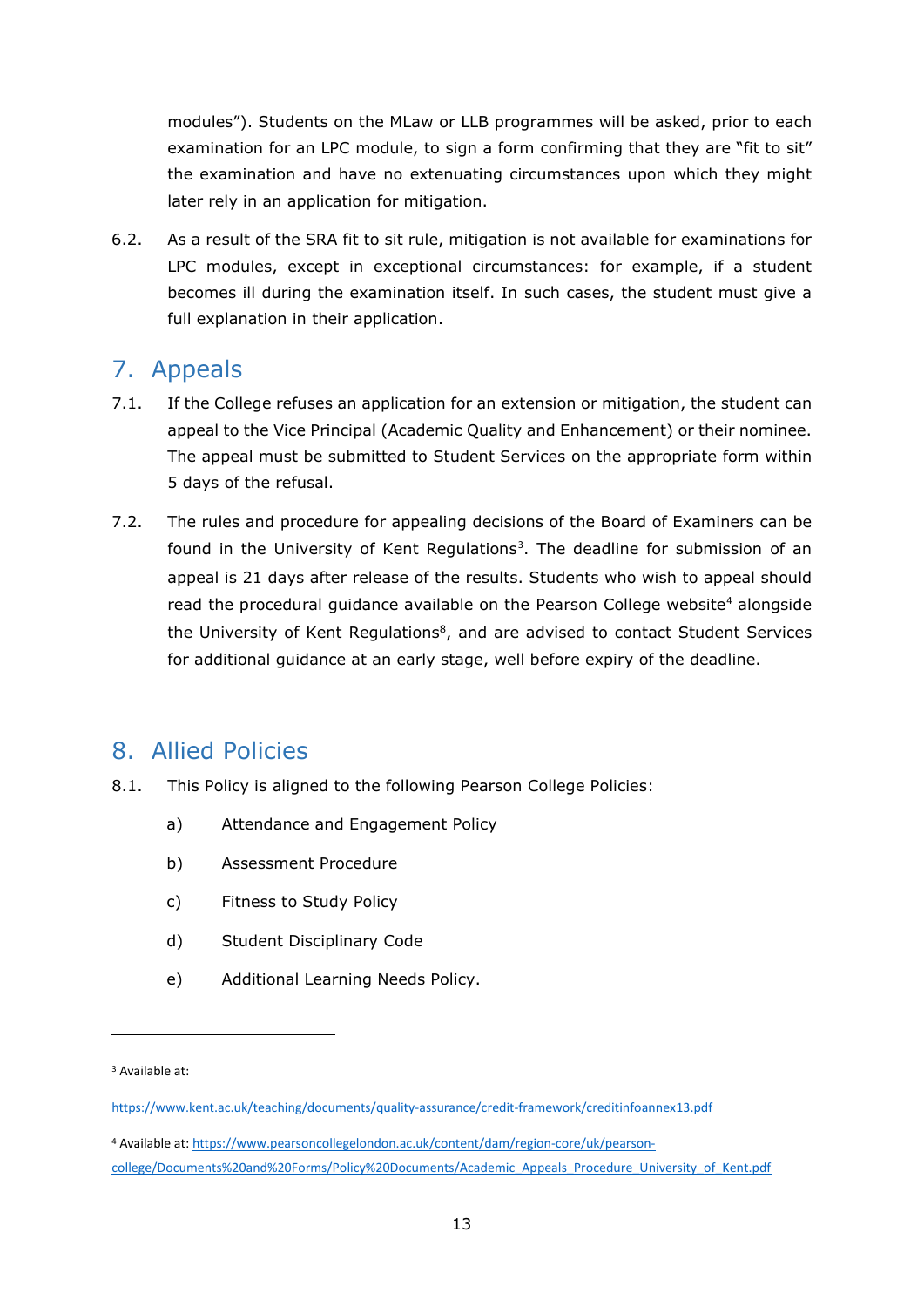modules"). Students on the MLaw or LLB programmes will be asked, prior to each examination for an LPC module, to sign a form confirming that they are "fit to sit" the examination and have no extenuating circumstances upon which they might later rely in an application for mitigation.

6.2. As a result of the SRA fit to sit rule, mitigation is not available for examinations for LPC modules, except in exceptional circumstances: for example, if a student becomes ill during the examination itself. In such cases, the student must give a full explanation in their application.

## 7. Appeals

7.1. If the College refuses an application for an extension or mitigation, the student can appeal to the Vice Principal (Academic Quality and Enhancement) or their nominee. The appeal must be submitted to Student Services on the appropriate form within 5 days of the refusal.

7.2. The rules and procedure for appealing decisions of the Board of Examiners can be found in the University of Kent Regulations[3]. The deadline for submission of an appeal is 21 days after release of the results. Students who wish to appeal should read the procedural guidance available on the Pearson College website[4] alongside the University of Kent Regulations[8], and are advised to contact Student Services for additional guidance at an early stage, well before expiry of the deadline.

## 8. Allied Policies

8.1. This Policy is aligned to the following Pearson College Policies:

a) Attendance and Engagement Policy

b) Assessment Procedure

c) Fitness to Study Policy

d) Student Disciplinary Code

e) Additional Learning Needs Policy.

---

[3] Available at:

https://www.kent.ac.uk/teaching/documents/quality-assurance/credit-framework/creditinfoannex13.pdf

[4] Available at: https://www.pearsoncollegelondon.ac.uk/content/dam/region-core/uk/pearson-college/Documents%20and%20Forms/Policy%20Documents/Academic_Appeals_Procedure_University_of_Kent.pdf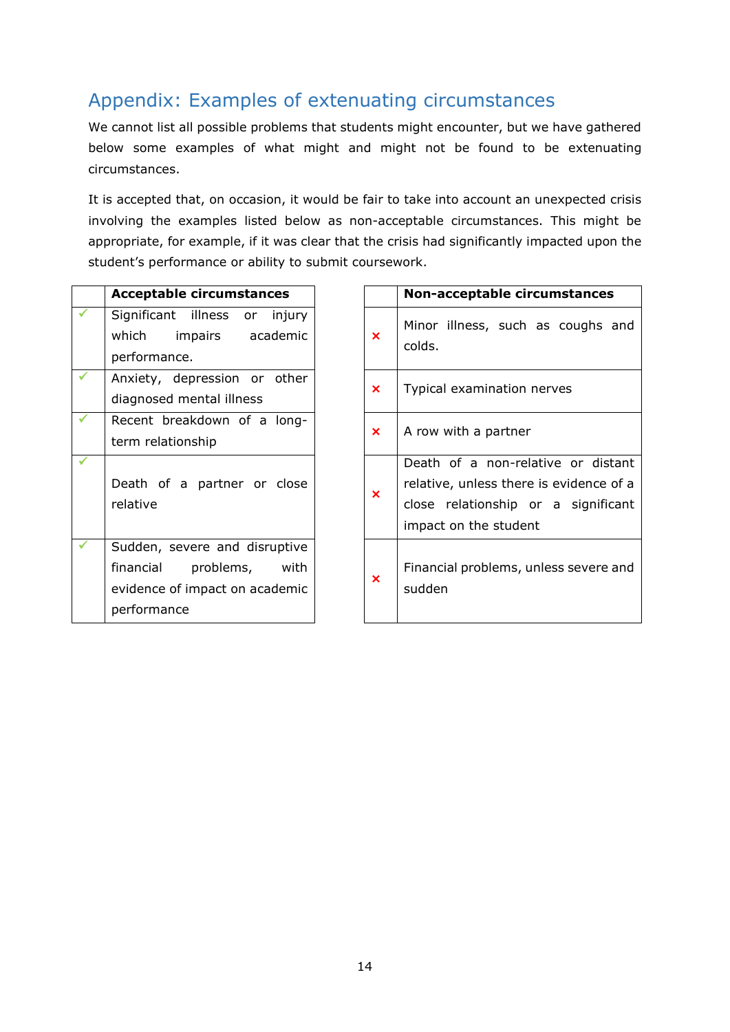## Appendix: Examples of extenuating circumstances

We cannot list all possible problems that students might encounter, but we have gathered below some examples of what might and might not be found to be extenuating circumstances.

It is accepted that, on occasion, it would be fair to take into account an unexpected crisis involving the examples listed below as non-acceptable circumstances. This might be appropriate, for example, if it was clear that the crisis had significantly impacted upon the student's performance or ability to submit coursework.

| | Acceptable circumstances |
|---|---|
| ✓ | Significant illness or injury which impairs academic performance. |
| ✓ | Anxiety, depression or other diagnosed mental illness |
| ✓ | Recent breakdown of a long-term relationship |
| ✓ | Death of a partner or close relative |
| ✓ | Sudden, severe and disruptive financial problems, with evidence of impact on academic performance |

| | Non-acceptable circumstances |
|---|---|
| × | Minor illness, such as coughs and colds. |
| × | Typical examination nerves |
| × | A row with a partner |
| × | Death of a non-relative or distant relative, unless there is evidence of a close relationship or a significant impact on the student |
| × | Financial problems, unless severe and sudden |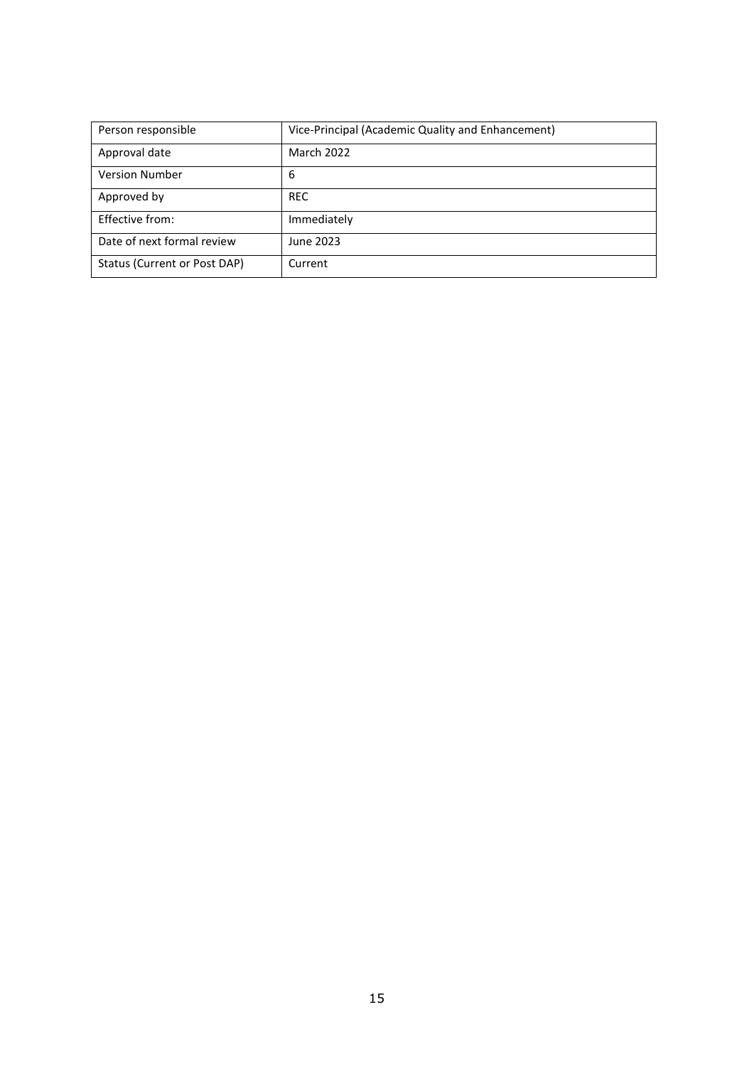| | |
|---|---|
| Person responsible | Vice-Principal (Academic Quality and Enhancement) |
| Approval date | March 2022 |
| Version Number | 6 |
| Approved by | REC |
| Effective from: | Immediately |
| Date of next formal review | June 2023 |
| Status (Current or Post DAP) | Current |